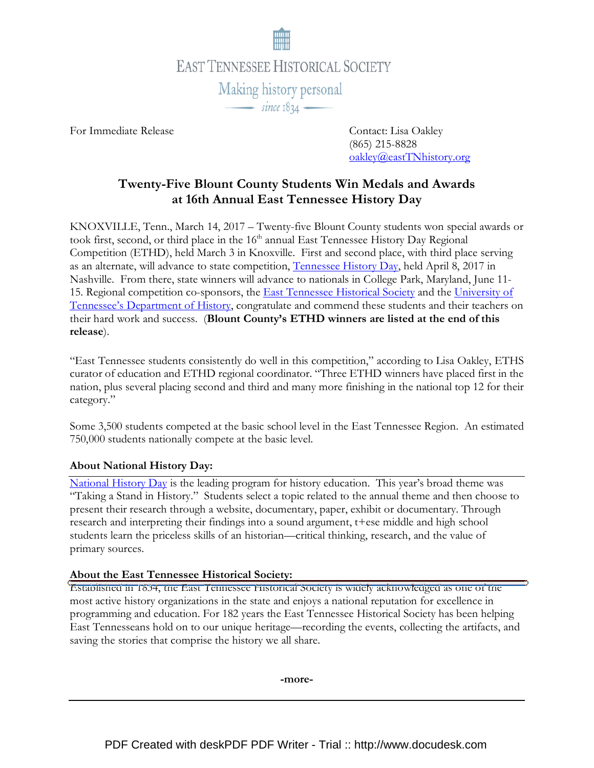EAST TENNESSEE HISTORICAL SOCIETY

Making history personal

*since 1834*

For Immediate Release

Contact: Lisa Oakley
(865) 215-8828
oakley@eastTNhistory.org

## Twenty-Five Blount County Students Win Medals and Awards at 16th Annual East Tennessee History Day

KNOXVILLE, Tenn., March 14, 2017 – Twenty-five Blount County students won special awards or took first, second, or third place in the 16th annual East Tennessee History Day Regional Competition (ETHD), held March 3 in Knoxville. First and second place, with third place serving as an alternate, will advance to state competition, Tennessee History Day, held April 8, 2017 in Nashville. From there, state winners will advance to nationals in College Park, Maryland, June 11-15. Regional competition co-sponsors, the East Tennessee Historical Society and the University of Tennessee's Department of History, congratulate and commend these students and their teachers on their hard work and success. (**Blount County's ETHD winners are listed at the end of this release**).

"East Tennessee students consistently do well in this competition," according to Lisa Oakley, ETHS curator of education and ETHD regional coordinator. "Three ETHD winners have placed first in the nation, plus several placing second and third and many more finishing in the national top 12 for their category."

Some 3,500 students competed at the basic school level in the East Tennessee Region. An estimated 750,000 students nationally compete at the basic level.

### About National History Day:

National History Day is the leading program for history education. This year's broad theme was "Taking a Stand in History." Students select a topic related to the annual theme and then choose to present their research through a website, documentary, paper, exhibit or documentary. Through research and interpreting their findings into a sound argument, t+ese middle and high school students learn the priceless skills of an historian—critical thinking, research, and the value of primary sources.

### About the East Tennessee Historical Society:

Established in 1834, the East Tennessee Historical Society is widely acknowledged as one of the most active history organizations in the state and enjoys a national reputation for excellence in programming and education. For 182 years the East Tennessee Historical Society has been helping East Tennesseans hold on to our unique heritage—recording the events, collecting the artifacts, and saving the stories that comprise the history we all share.

**-more-**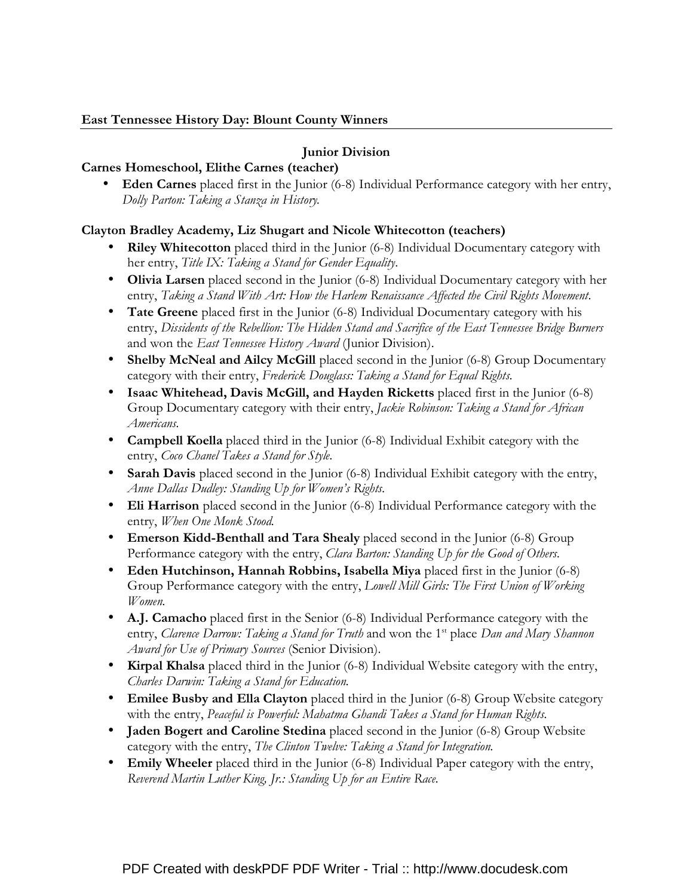**East Tennessee History Day: Blount County Winners**

**Junior Division**

**Carnes Homeschool, Elithe Carnes (teacher)**

- **Eden Carnes** placed first in the Junior (6-8) Individual Performance category with her entry, *Dolly Parton: Taking a Stanza in History.*

**Clayton Bradley Academy, Liz Shugart and Nicole Whitecotton (teachers)**

- **Riley Whitecotton** placed third in the Junior (6-8) Individual Documentary category with her entry, *Title IX: Taking a Stand for Gender Equality.*
- **Olivia Larsen** placed second in the Junior (6-8) Individual Documentary category with her entry, *Taking a Stand With Art: How the Harlem Renaissance Affected the Civil Rights Movement.*
- **Tate Greene** placed first in the Junior (6-8) Individual Documentary category with his entry, *Dissidents of the Rebellion: The Hidden Stand and Sacrifice of the East Tennessee Bridge Burners* and won the *East Tennessee History Award* (Junior Division).
- **Shelby McNeal and Ailcy McGill** placed second in the Junior (6-8) Group Documentary category with their entry, *Frederick Douglass: Taking a Stand for Equal Rights.*
- **Isaac Whitehead, Davis McGill, and Hayden Ricketts** placed first in the Junior (6-8) Group Documentary category with their entry, *Jackie Robinson: Taking a Stand for African Americans.*
- **Campbell Koella** placed third in the Junior (6-8) Individual Exhibit category with the entry, *Coco Chanel Takes a Stand for Style.*
- **Sarah Davis** placed second in the Junior (6-8) Individual Exhibit category with the entry, *Anne Dallas Dudley: Standing Up for Women's Rights.*
- **Eli Harrison** placed second in the Junior (6-8) Individual Performance category with the entry, *When One Monk Stood.*
- **Emerson Kidd-Benthall and Tara Shealy** placed second in the Junior (6-8) Group Performance category with the entry, *Clara Barton: Standing Up for the Good of Others.*
- **Eden Hutchinson, Hannah Robbins, Isabella Miya** placed first in the Junior (6-8) Group Performance category with the entry, *Lowell Mill Girls: The First Union of Working Women.*
- **A.J. Camacho** placed first in the Senior (6-8) Individual Performance category with the entry, *Clarence Darrow: Taking a Stand for Truth* and won the 1st place *Dan and Mary Shannon Award for Use of Primary Sources* (Senior Division).
- **Kirpal Khalsa** placed third in the Junior (6-8) Individual Website category with the entry, *Charles Darwin: Taking a Stand for Education.*
- **Emilee Busby and Ella Clayton** placed third in the Junior (6-8) Group Website category with the entry, *Peaceful is Powerful: Mahatma Ghandi Takes a Stand for Human Rights.*
- **Jaden Bogert and Caroline Stedina** placed second in the Junior (6-8) Group Website category with the entry, *The Clinton Twelve: Taking a Stand for Integration.*
- **Emily Wheeler** placed third in the Junior (6-8) Individual Paper category with the entry, *Reverend Martin Luther King, Jr.: Standing Up for an Entire Race.*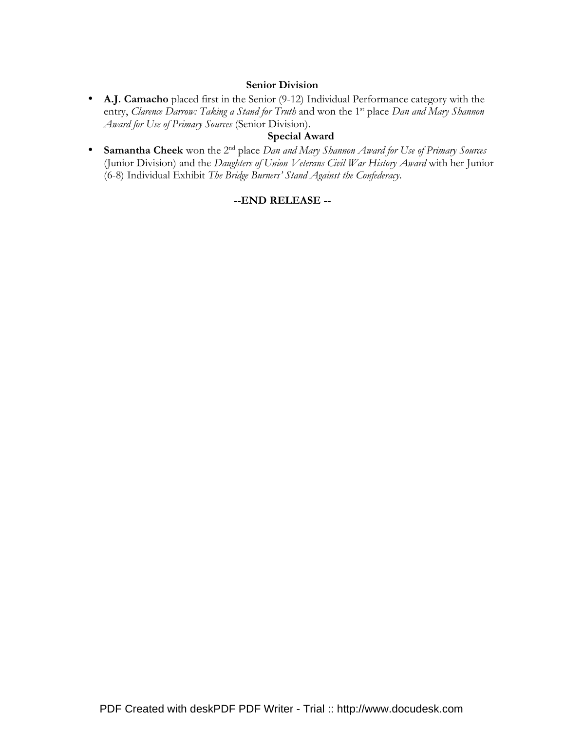**Senior Division**

- **A.J. Camacho** placed first in the Senior (9-12) Individual Performance category with the entry, *Clarence Darrow: Taking a Stand for Truth* and won the 1st place *Dan and Mary Shannon Award for Use of Primary Sources* (Senior Division).

**Special Award**

- **Samantha Cheek** won the 2nd place *Dan and Mary Shannon Award for Use of Primary Sources* (Junior Division) and the *Daughters of Union Veterans Civil War History Award* with her Junior (6-8) Individual Exhibit *The Bridge Burners' Stand Against the Confederacy*.

**--END RELEASE --**